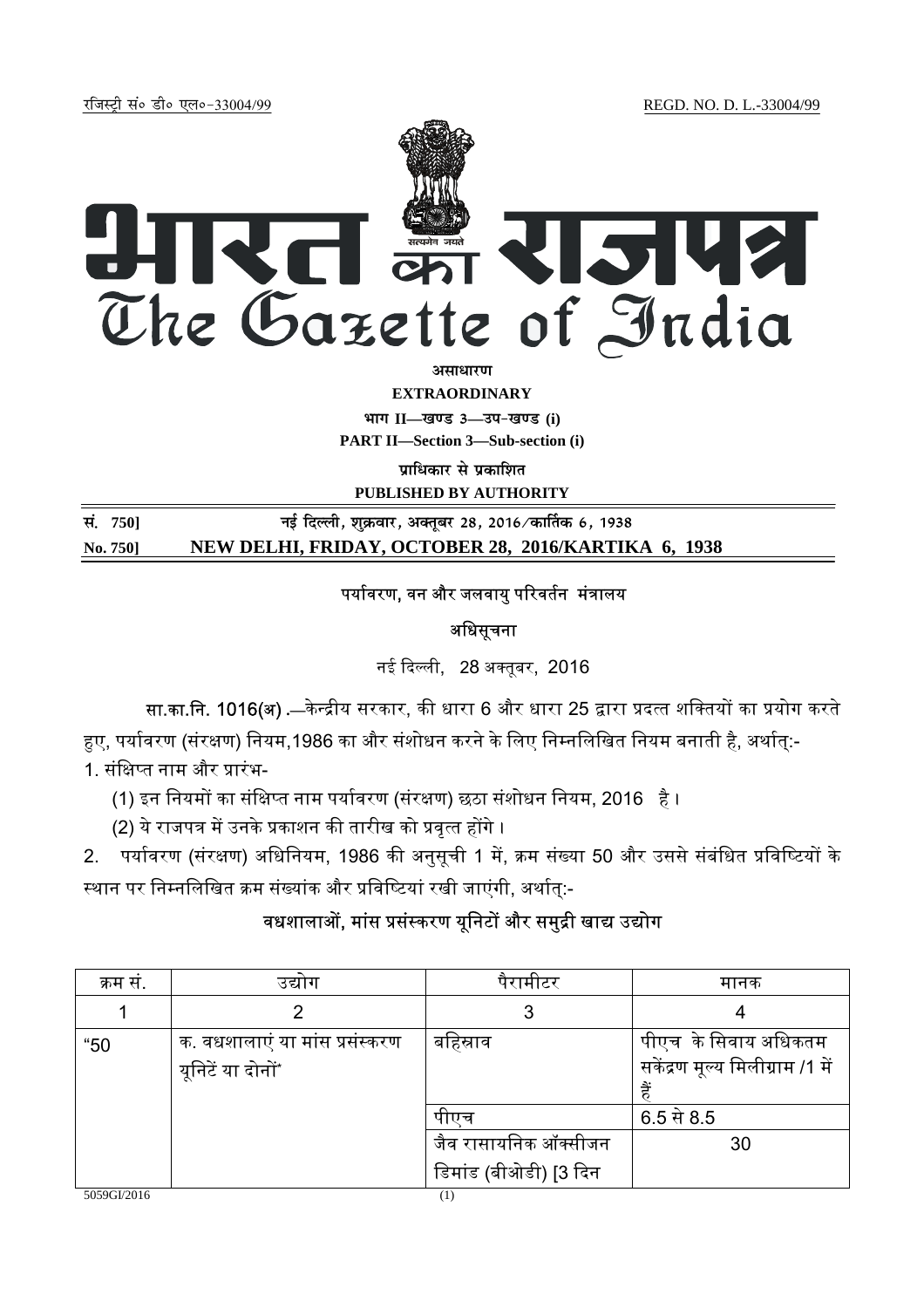रजिस्ट्री सं० डी० एल०-33004/99 REGD. NO. D. L.-33004/99

# भारत का राजपत्र
# The Gazette of India

**असाधारण**

**EXTRAORDINARY**

**भाग II—खण्ड 3—उप-खण्ड (i)**

**PART II—Section 3—Sub-section (i)**

**प्राधिकार से प्रकाशित**

**PUBLISHED BY AUTHORITY**

**सं. 750] नई दिल्ली, शुक्रवार, अक्तूबर 28, 2016/कार्तिक 6, 1938**

**No. 750] NEW DELHI, FRIDAY, OCTOBER 28, 2016/KARTIKA 6, 1938**

## पर्यावरण, वन और जलवायु परिवर्तन मंत्रालय

### अधिसूचना

नई दिल्ली, 28 अक्तूबर, 2016

**सा.का.नि. 1016(अ)** .—केन्द्रीय सरकार, की धारा 6 और धारा 25 द्वारा प्रदत्त शक्तियों का प्रयोग करते हुए, पर्यावरण (संरक्षण) नियम,1986 का और संशोधन करने के लिए निम्नलिखित नियम बनाती है, अर्थात्:-

1. संक्षिप्त नाम और प्रारंभ-

   (1) इन नियमों का संक्षिप्त नाम पर्यावरण (संरक्षण) छठा संशोधन नियम, 2016 है ।

   (2) ये राजपत्र में उनके प्रकाशन की तारीख को प्रवृत्त होंगे ।

2. पर्यावरण (संरक्षण) अधिनियम, 1986 की अनुसूची 1 में, क्रम संख्या 50 और उससे संबंधित प्रविष्टियों के स्थान पर निम्नलिखित क्रम संख्यांक और प्रविष्टियां रखी जाएंगी, अर्थात्:-

### वधशालाओं, मांस प्रसंस्करण यूनिटों और समुद्री खाद्य उद्योग

| क्रम सं. | उद्योग | पैरामीटर | मानक |
|---|---|---|---|
| 1 | 2 | 3 | 4 |
| "50 | क. वधशालाएं या मांस प्रसंस्करण यूनिटें या दोनों" | बहिस्राव | पीएच के सिवाय अधिकतम सकेंद्रण मूल्य मिलीग्राम /1 में हैं |
| | | पीएच | 6.5 से 8.5 |
| | | जैव रासायनिक ऑक्सीजन डिमांड (बीओडी) [3 दिन | 30 |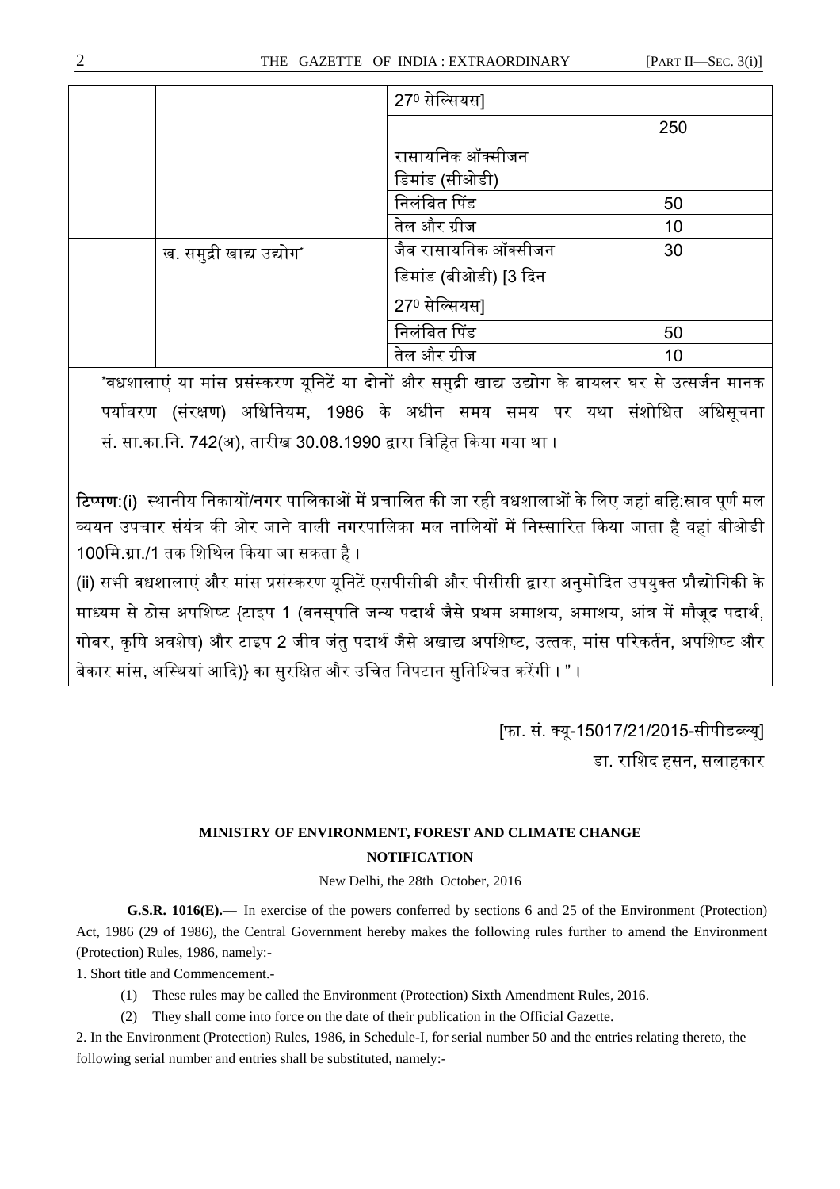| | | 27⁰ सेल्सियस] | |
|---|---|---|---|
| | | रासायनिक ऑक्सीजन डिमांड (सीओडी) | 250 |
| | | निलंबित पिंड | 50 |
| | | तेल और ग्रीज | 10 |
| | ख. समुद्री खाद्य उद्योग* | जैव रासायनिक ऑक्सीजन डिमांड (बीओडी) [3 दिन 27⁰ सेल्सियस] | 30 |
| | | निलंबित पिंड | 50 |
| | | तेल और ग्रीज | 10 |

*वधशालाएं या मांस प्रसंस्करण यूनिटें या दोनों और समुद्री खाद्य उद्योग के बायलर घर से उत्सर्जन मानक पर्यावरण (संरक्षण) अधिनियम, 1986 के अधीन समय समय पर यथा संशोधित अधिसूचना सं. सा.का.नि. 742(अ), तारीख 30.08.1990 द्वारा विहित किया गया था।

**टिप्पण:**(i) स्थानीय निकायों/नगर पालिकाओं में प्रचालित की जा रही वधशालाओं के लिए जहां बहि:स्राव पूर्ण मल व्ययन उपचार संयंत्र की ओर जाने वाली नगरपालिका मल नालियों में निस्सारित किया जाता है वहां बीओडी 100मि.ग्रा./1 तक शिथिल किया जा सकता है।

(ii) सभी वधशालाएं और मांस प्रसंस्करण यूनिटें एसपीसीबी और पीसीसी द्वारा अनुमोदित उपयुक्त प्रौद्योगिकी के माध्यम से ठोस अपशिष्ट {टाइप 1 (वनस्पति जन्य पदार्थ जैसे प्रथम अमाशय, अमाशय, आंत्र में मौजूद पदार्थ, गोबर, कृषि अवशेष) और टाइप 2 जीव जंतु पदार्थ जैसे अखाद्य अपशिष्ट, उत्तक, मांस परिकर्तन, अपशिष्ट और बेकार मांस, अस्थियां आदि)} का सुरक्षित और उचित निपटान सुनिश्चित करेंगी।"।

[फा. सं. क्यू-15017/21/2015-सीपीडब्ल्यू]

डा. राशिद हसन, सलाहकार

**MINISTRY OF ENVIRONMENT, FOREST AND CLIMATE CHANGE**

**NOTIFICATION**

New Delhi, the 28th October, 2016

**G.S.R. 1016(E).—** In exercise of the powers conferred by sections 6 and 25 of the Environment (Protection) Act, 1986 (29 of 1986), the Central Government hereby makes the following rules further to amend the Environment (Protection) Rules, 1986, namely:-

1. Short title and Commencement.-

(1) These rules may be called the Environment (Protection) Sixth Amendment Rules, 2016.

(2) They shall come into force on the date of their publication in the Official Gazette.

2. In the Environment (Protection) Rules, 1986, in Schedule-I, for serial number 50 and the entries relating thereto, the following serial number and entries shall be substituted, namely:-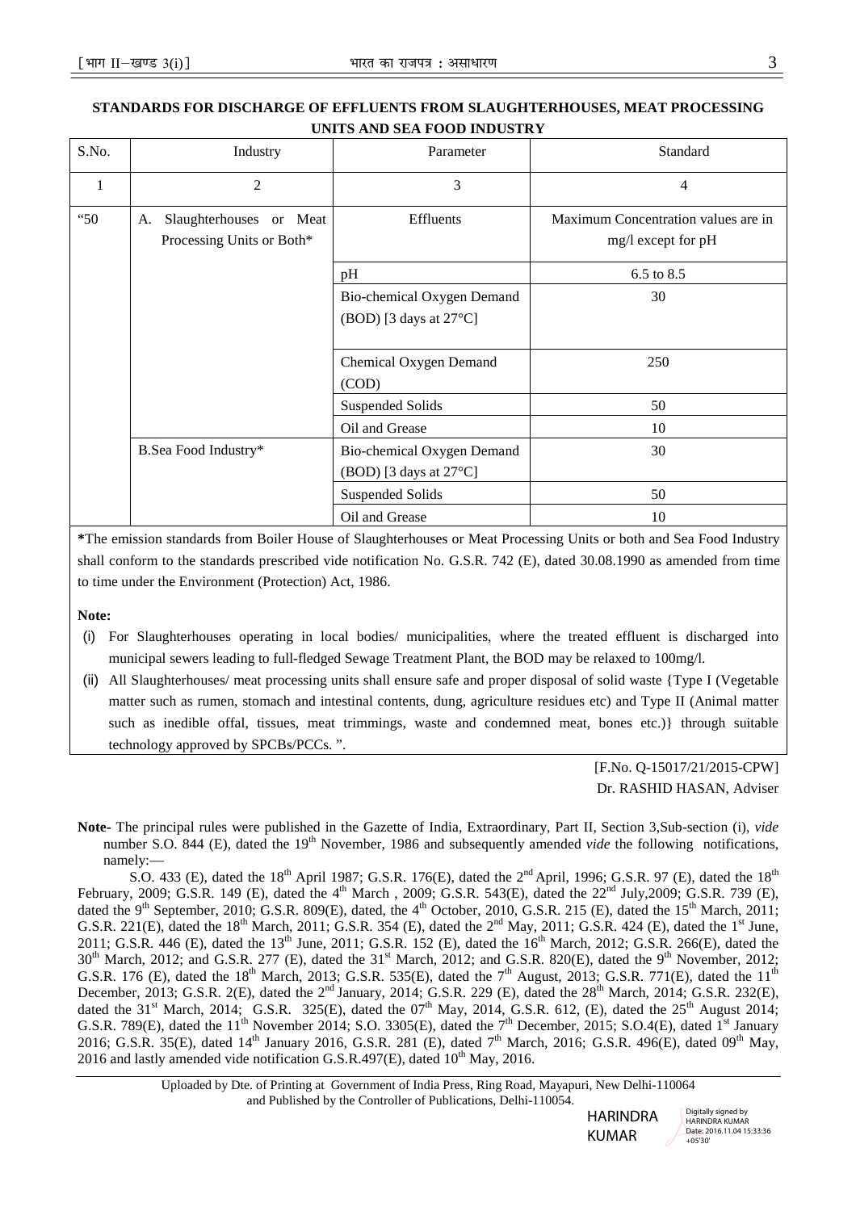**STANDARDS FOR DISCHARGE OF EFFLUENTS FROM SLAUGHTERHOUSES, MEAT PROCESSING UNITS AND SEA FOOD INDUSTRY**

| S.No. | Industry | Parameter | Standard |
|---|---|---|---|
| 1 | 2 | 3 | 4 |
| "50 | A. Slaughterhouses or Meat Processing Units or Both* | Effluents | Maximum Concentration values are in mg/l except for pH |
| | | pH | 6.5 to 8.5 |
| | | Bio-chemical Oxygen Demand (BOD) [3 days at 27°C] | 30 |
| | | Chemical Oxygen Demand (COD) | 250 |
| | | Suspended Solids | 50 |
| | | Oil and Grease | 10 |
| | B.Sea Food Industry* | Bio-chemical Oxygen Demand (BOD) [3 days at 27°C] | 30 |
| | | Suspended Solids | 50 |
| | | Oil and Grease | 10 |

***The emission standards from Boiler House of Slaughterhouses or Meat Processing Units or both and Sea Food Industry shall conform to the standards prescribed vide notification No. G.S.R. 742 (E), dated 30.08.1990 as amended from time to time under the Environment (Protection) Act, 1986.

**Note:**

(i) For Slaughterhouses operating in local bodies/ municipalities, where the treated effluent is discharged into municipal sewers leading to full-fledged Sewage Treatment Plant, the BOD may be relaxed to 100mg/l.

(ii) All Slaughterhouses/ meat processing units shall ensure safe and proper disposal of solid waste {Type I (Vegetable matter such as rumen, stomach and intestinal contents, dung, agriculture residues etc) and Type II (Animal matter such as inedible offal, tissues, meat trimmings, waste and condemned meat, bones etc.)} through suitable technology approved by SPCBs/PCCs. ".

[F.No. Q-15017/21/2015-CPW]

Dr. RASHID HASAN, Adviser

**Note-** The principal rules were published in the Gazette of India, Extraordinary, Part II, Section 3,Sub-section (i), *vide* number S.O. 844 (E), dated the 19th November, 1986 and subsequently amended *vide* the following notifications, namely:—

S.O. 433 (E), dated the 18th April 1987; G.S.R. 176(E), dated the 2nd April, 1996; G.S.R. 97 (E), dated the 18th February, 2009; G.S.R. 149 (E), dated the 4th March , 2009; G.S.R. 543(E), dated the 22nd July,2009; G.S.R. 739 (E), dated the 9th September, 2010; G.S.R. 809(E), dated, the 4th October, 2010, G.S.R. 215 (E), dated the 15th March, 2011; G.S.R. 221(E), dated the 18th March, 2011; G.S.R. 354 (E), dated the 2nd May, 2011; G.S.R. 424 (E), dated the 1st June, 2011; G.S.R. 446 (E), dated the 13th June, 2011; G.S.R. 152 (E), dated the 16th March, 2012; G.S.R. 266(E), dated the 30th March, 2012; and G.S.R. 277 (E), dated the 31st March, 2012; and G.S.R. 820(E), dated the 9th November, 2012; G.S.R. 176 (E), dated the 18th March, 2013; G.S.R. 535(E), dated the 7th August, 2013; G.S.R. 771(E), dated the 11th December, 2013; G.S.R. 2(E), dated the 2nd January, 2014; G.S.R. 229 (E), dated the 28th March, 2014; G.S.R. 232(E), dated the 31st March, 2014; G.S.R. 325(E), dated the 07th May, 2014, G.S.R. 612, (E), dated the 25th August 2014; G.S.R. 789(E), dated the 11th November 2014; S.O. 3305(E), dated the 7th December, 2015; S.O.4(E), dated 1st January 2016; G.S.R. 35(E), dated 14th January 2016, G.S.R. 281 (E), dated 7th March, 2016; G.S.R. 496(E), dated 09th May, 2016 and lastly amended vide notification G.S.R.497(E), dated 10th May, 2016.

Uploaded by Dte. of Printing at Government of India Press, Ring Road, Mayapuri, New Delhi-110064 and Published by the Controller of Publications, Delhi-110054.

HARINDRA KUMAR

Digitally signed by HARINDRA KUMAR Date: 2016.11.04 15:33:36 +05'30'